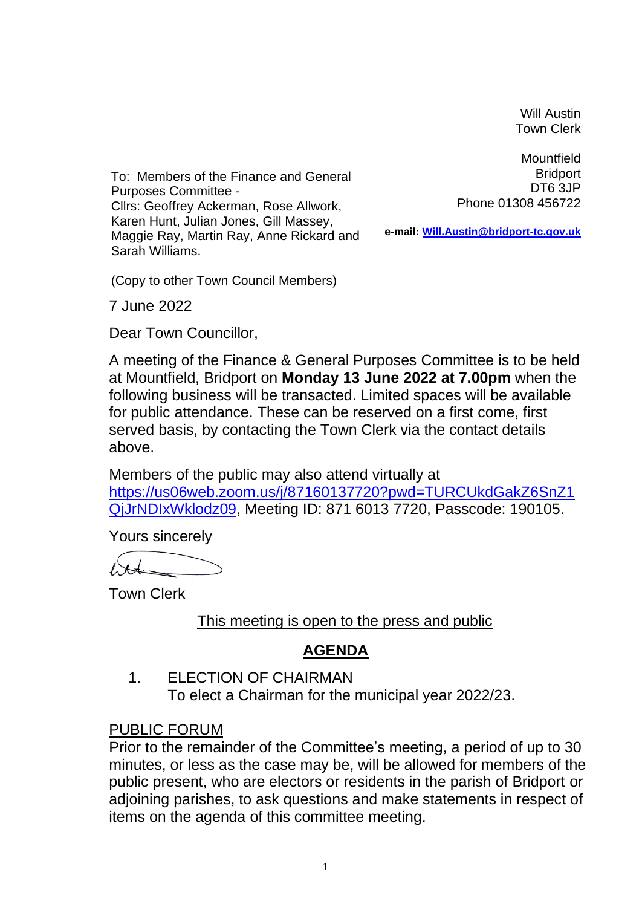Will Austin
Town Clerk

Mountfield
Bridport
DT6 3JP
Phone 01308 456722

**e-mail:** [Will.Austin@bridport-tc.gov.uk](mailto:Will.Austin@bridport-tc.gov.uk)

To: Members of the Finance and General Purposes Committee -
Cllrs: Geoffrey Ackerman, Rose Allwork, Karen Hunt, Julian Jones, Gill Massey, Maggie Ray, Martin Ray, Anne Rickard and Sarah Williams.

(Copy to other Town Council Members)

7 June 2022

Dear Town Councillor,

A meeting of the Finance & General Purposes Committee is to be held at Mountfield, Bridport on **Monday 13 June 2022 at 7.00pm** when the following business will be transacted. Limited spaces will be available for public attendance. These can be reserved on a first come, first served basis, by contacting the Town Clerk via the contact details above.

Members of the public may also attend virtually at [https://us06web.zoom.us/j/87160137720?pwd=TURCUkdGakZ6SnZ1QjJrNDIxWklodz09](https://us06web.zoom.us/j/87160137720?pwd=TURCUkdGakZ6SnZ1QjJrNDIxWklodz09), Meeting ID: 871 6013 7720, Passcode: 190105.

Yours sincerely

Town Clerk

<u>This meeting is open to the press and public</u>

# AGENDA

1. ELECTION OF CHAIRMAN
   To elect a Chairman for the municipal year 2022/23.

## PUBLIC FORUM

Prior to the remainder of the Committee's meeting, a period of up to 30 minutes, or less as the case may be, will be allowed for members of the public present, who are electors or residents in the parish of Bridport or adjoining parishes, to ask questions and make statements in respect of items on the agenda of this committee meeting.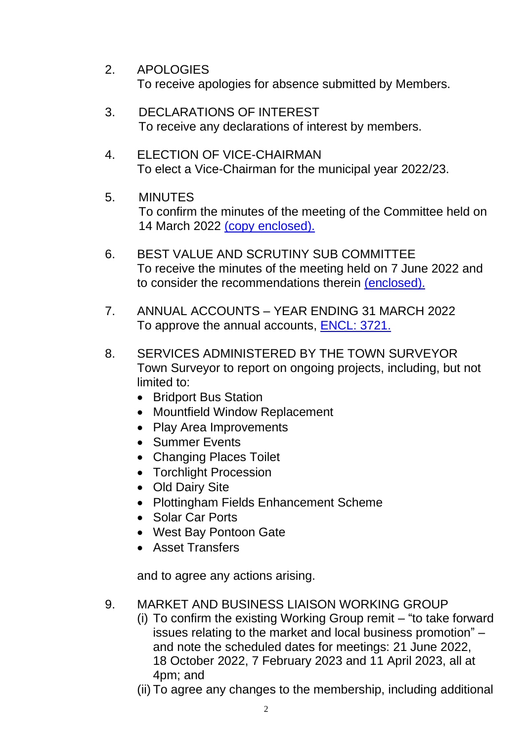2. APOLOGIES
   To receive apologies for absence submitted by Members.

3. DECLARATIONS OF INTEREST
   To receive any declarations of interest by members.

4. ELECTION OF VICE-CHAIRMAN
   To elect a Vice-Chairman for the municipal year 2022/23.

5. MINUTES
   To confirm the minutes of the meeting of the Committee held on 14 March 2022 (copy enclosed).

6. BEST VALUE AND SCRUTINY SUB COMMITTEE
   To receive the minutes of the meeting held on 7 June 2022 and to consider the recommendations therein (enclosed).

7. ANNUAL ACCOUNTS – YEAR ENDING 31 MARCH 2022
   To approve the annual accounts, ENCL: 3721.

8. SERVICES ADMINISTERED BY THE TOWN SURVEYOR
   Town Surveyor to report on ongoing projects, including, but not limited to:
   - Bridport Bus Station
   - Mountfield Window Replacement
   - Play Area Improvements
   - Summer Events
   - Changing Places Toilet
   - Torchlight Procession
   - Old Dairy Site
   - Plottingham Fields Enhancement Scheme
   - Solar Car Ports
   - West Bay Pontoon Gate
   - Asset Transfers

   and to agree any actions arising.

9. MARKET AND BUSINESS LIAISON WORKING GROUP
   (i) To confirm the existing Working Group remit – "to take forward issues relating to the market and local business promotion" – and note the scheduled dates for meetings: 21 June 2022, 18 October 2022, 7 February 2023 and 11 April 2023, all at 4pm; and
   (ii) To agree any changes to the membership, including additional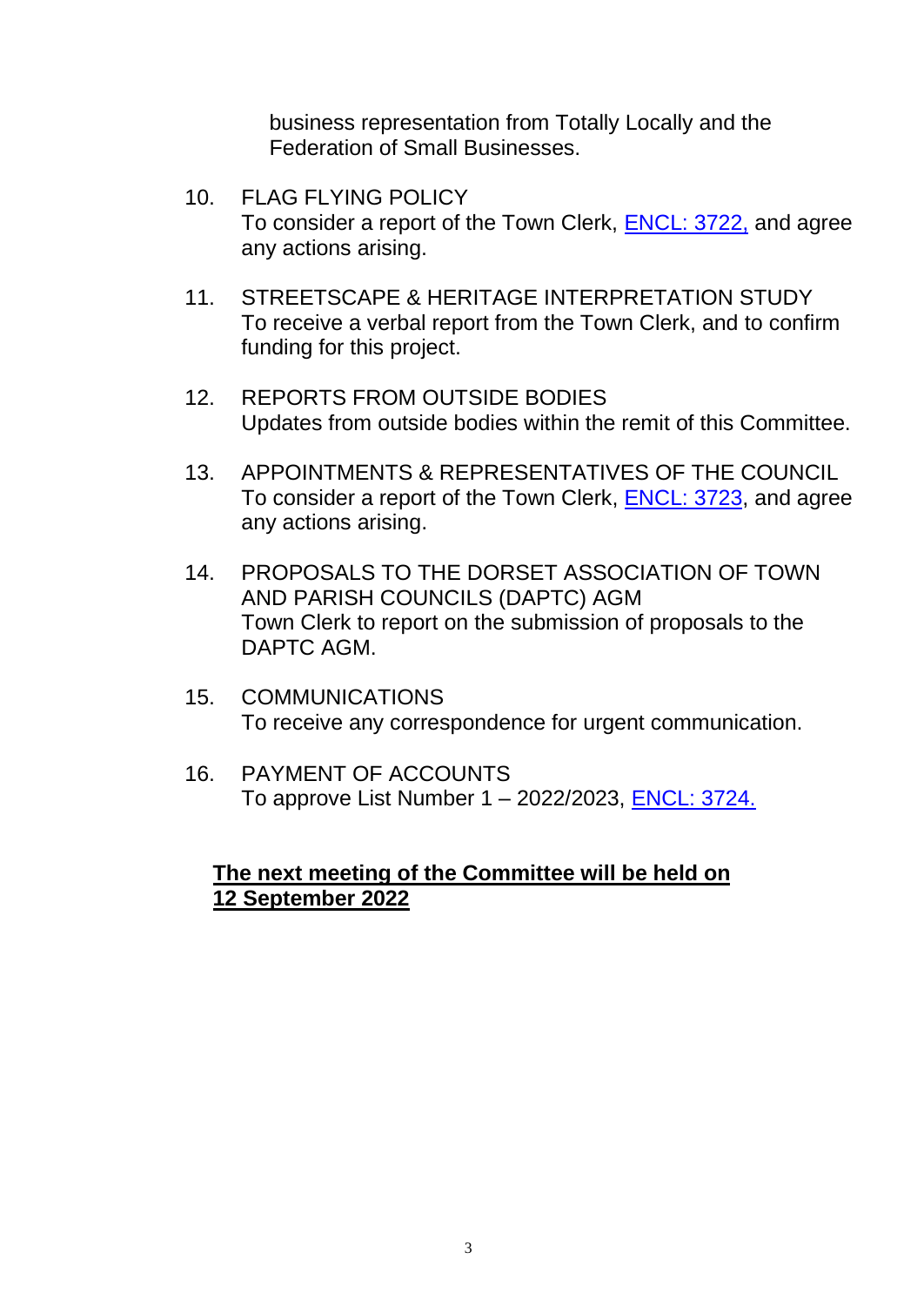business representation from Totally Locally and the Federation of Small Businesses.

10. FLAG FLYING POLICY
    To consider a report of the Town Clerk, ENCL: 3722, and agree any actions arising.

11. STREETSCAPE & HERITAGE INTERPRETATION STUDY
    To receive a verbal report from the Town Clerk, and to confirm funding for this project.

12. REPORTS FROM OUTSIDE BODIES
    Updates from outside bodies within the remit of this Committee.

13. APPOINTMENTS & REPRESENTATIVES OF THE COUNCIL
    To consider a report of the Town Clerk, ENCL: 3723, and agree any actions arising.

14. PROPOSALS TO THE DORSET ASSOCIATION OF TOWN AND PARISH COUNCILS (DAPTC) AGM
    Town Clerk to report on the submission of proposals to the DAPTC AGM.

15. COMMUNICATIONS
    To receive any correspondence for urgent communication.

16. PAYMENT OF ACCOUNTS
    To approve List Number 1 – 2022/2023, ENCL: 3724.

**The next meeting of the Committee will be held on 12 September 2022**